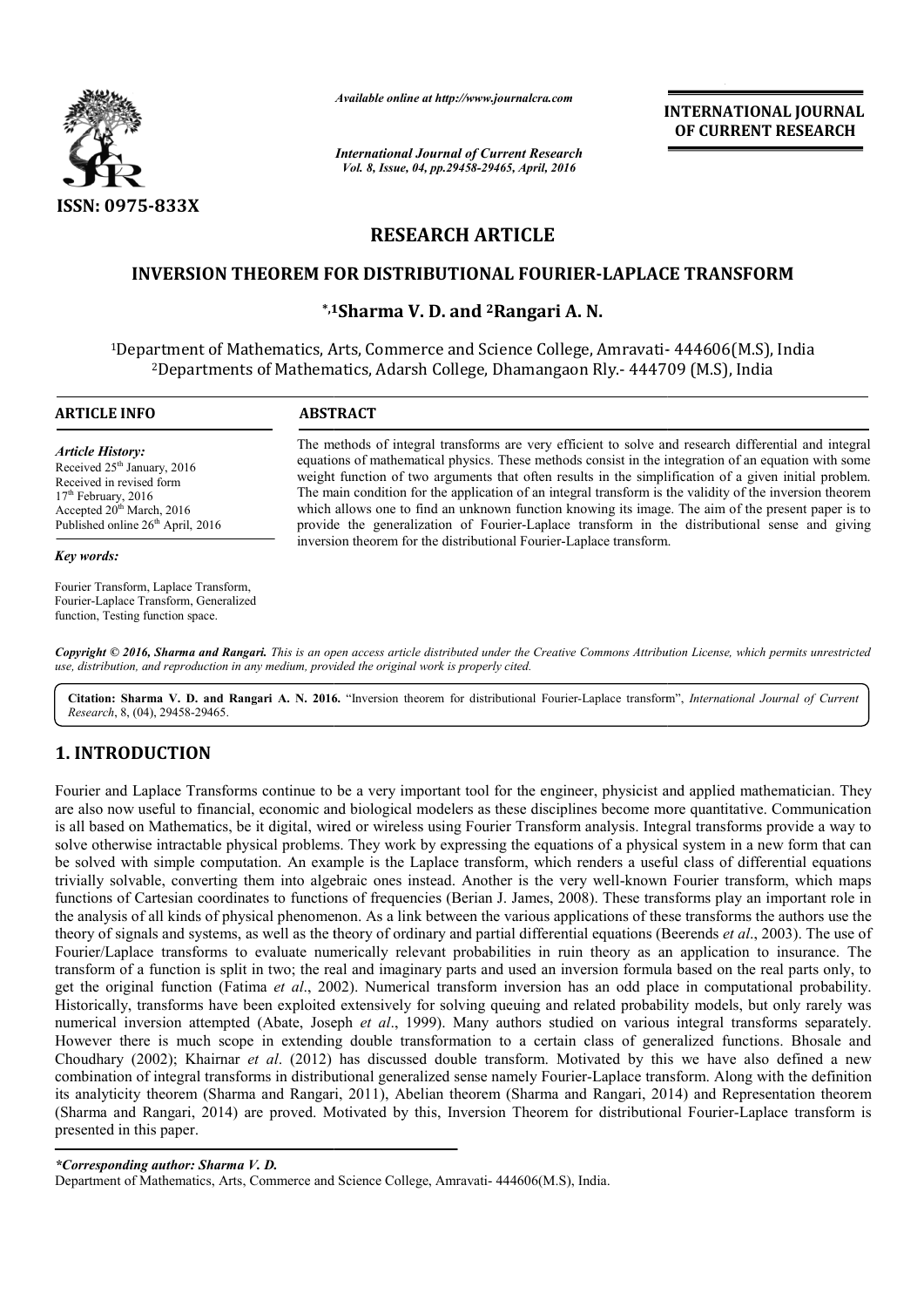ISSN: 0975-833X

*Available online at http://www.journalcra.com*

*International Journal of Current Research*
*Vol. 8, Issue, 04, pp.29458-29465, April, 2016*

**INTERNATIONAL JOURNAL OF CURRENT RESEARCH**

## RESEARCH ARTICLE

# INVERSION THEOREM FOR DISTRIBUTIONAL FOURIER-LAPLACE TRANSFORM

**\*,[1]Sharma V. D. and [2]Rangari A. N.**

[1]Department of Mathematics, Arts, Commerce and Science College, Amravati- 444606(M.S), India
[2]Departments of Mathematics, Adarsh College, Dhamangaon Rly.- 444709 (M.S), India

**ARTICLE INFO**

*Article History:*
Received 25th January, 2016
Received in revised form
17th February, 2016
Accepted 20th March, 2016
Published online 26th April, 2016

*Key words:*

Fourier Transform, Laplace Transform, Fourier-Laplace Transform, Generalized function, Testing function space.

**ABSTRACT**

The methods of integral transforms are very efficient to solve and research differential and integral equations of mathematical physics. These methods consist in the integration of an equation with some weight function of two arguments that often results in the simplification of a given initial problem. The main condition for the application of an integral transform is the validity of the inversion theorem which allows one to find an unknown function knowing its image. The aim of the present paper is to provide the generalization of Fourier-Laplace transform in the distributional sense and giving inversion theorem for the distributional Fourier-Laplace transform.

***Copyright © 2016, Sharma and Rangari.*** *This is an open access article distributed under the Creative Commons Attribution License, which permits unrestricted use, distribution, and reproduction in any medium, provided the original work is properly cited.*

**Citation: Sharma V. D. and Rangari A. N. 2016.** "Inversion theorem for distributional Fourier-Laplace transform", *International Journal of Current Research*, 8, (04), 29458-29465.

## 1. INTRODUCTION

Fourier and Laplace Transforms continue to be a very important tool for the engineer, physicist and applied mathematician. They are also now useful to financial, economic and biological modelers as these disciplines become more quantitative. Communication is all based on Mathematics, be it digital, wired or wireless using Fourier Transform analysis. Integral transforms provide a way to solve otherwise intractable physical problems. They work by expressing the equations of a physical system in a new form that can be solved with simple computation. An example is the Laplace transform, which renders a useful class of differential equations trivially solvable, converting them into algebraic ones instead. Another is the very well-known Fourier transform, which maps functions of Cartesian coordinates to functions of frequencies (Berian J. James, 2008). These transforms play an important role in the analysis of all kinds of physical phenomenon. As a link between the various applications of these transforms the authors use the theory of signals and systems, as well as the theory of ordinary and partial differential equations (Beerends *et al*., 2003). The use of Fourier/Laplace transforms to evaluate numerically relevant probabilities in ruin theory as an application to insurance. The transform of a function is split in two; the real and imaginary parts and used an inversion formula based on the real parts only, to get the original function (Fatima *et al*., 2002). Numerical transform inversion has an odd place in computational probability. Historically, transforms have been exploited extensively for solving queuing and related probability models, but only rarely was numerical inversion attempted (Abate, Joseph *et al*., 1999). Many authors studied on various integral transforms separately. However there is much scope in extending double transformation to a certain class of generalized functions. Bhosale and Choudhary (2002); Khairnar *et al*. (2012) has discussed double transform. Motivated by this we have also defined a new combination of integral transforms in distributional generalized sense namely Fourier-Laplace transform. Along with the definition its analyticity theorem (Sharma and Rangari, 2011), Abelian theorem (Sharma and Rangari, 2014) and Representation theorem (Sharma and Rangari, 2014) are proved. Motivated by this, Inversion Theorem for distributional Fourier-Laplace transform is presented in this paper.

*\*Corresponding author: Sharma V. D.*
Department of Mathematics, Arts, Commerce and Science College, Amravati- 444606(M.S), India.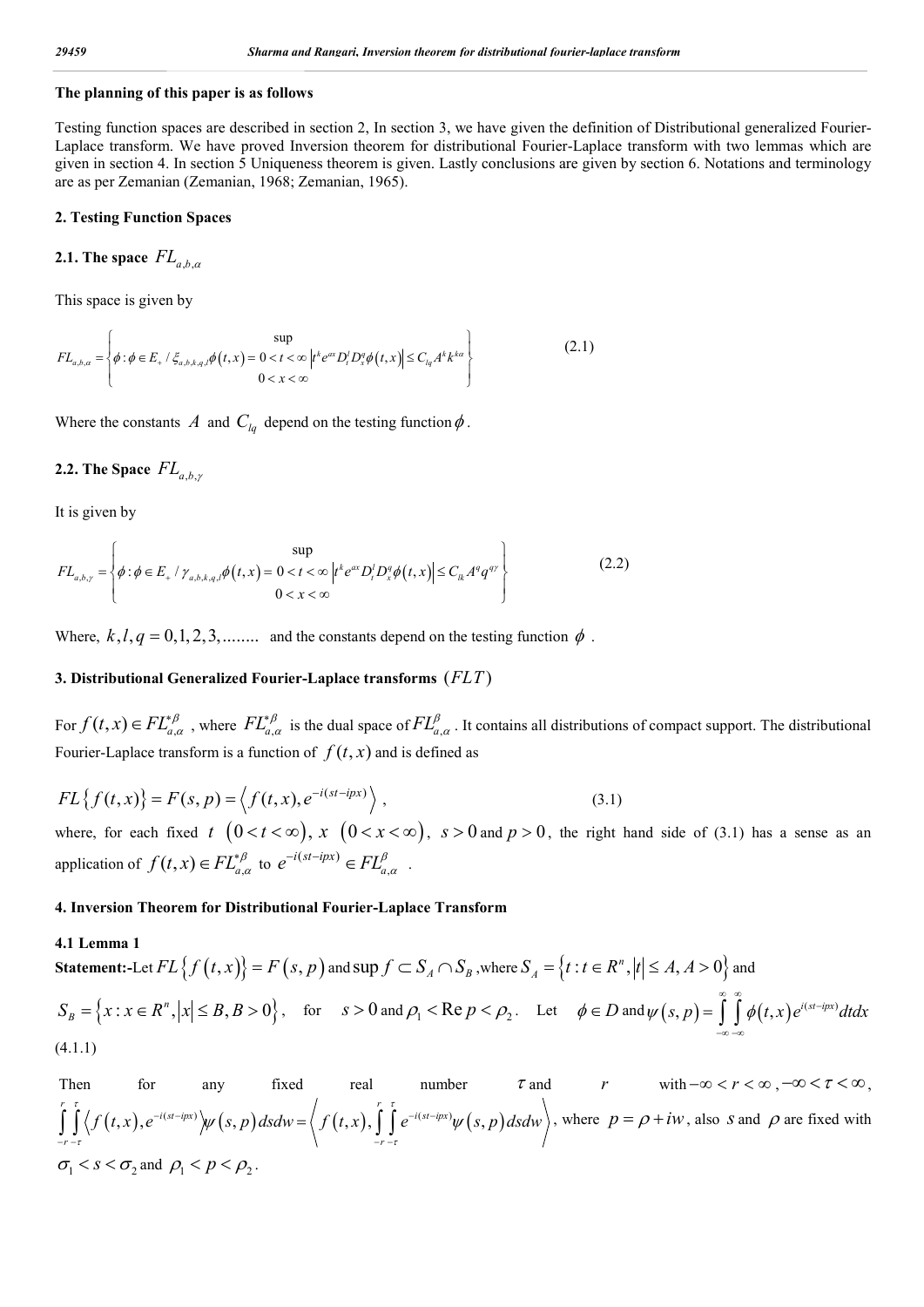**The planning of this paper is as follows**

Testing function spaces are described in section 2, In section 3, we have given the definition of Distributional generalized Fourier-Laplace transform. We have proved Inversion theorem for distributional Fourier-Laplace transform with two lemmas which are given in section 4. In section 5 Uniqueness theorem is given. Lastly conclusions are given by section 6. Notations and terminology are as per Zemanian (Zemanian, 1968; Zemanian, 1965).

## 2. Testing Function Spaces

### 2.1. The space $FL_{a,b,\alpha}$

This space is given by

$$FL_{a,b,\alpha} = \left\{ \phi : \phi \in E_+ \,/\, \xi_{a,b,k,q,l}\phi(t,x) = \sup_{\substack{0<t<\infty \\ 0<x<\infty}} \left| t^k e^{ax} D_t^l D_x^q \phi(t,x) \right| \le C_{lq} A^k k^{k\alpha} \right\} \tag{2.1}$$

Where the constants $A$ and $C_{lq}$ depend on the testing function $\phi$.

### 2.2. The Space $FL_{a,b,\gamma}$

It is given by

$$FL_{a,b,\gamma} = \left\{ \phi : \phi \in E_+ \,/\, \gamma_{a,b,k,q,l}\phi(t,x) = \sup_{\substack{0<t<\infty \\ 0<x<\infty}} \left| t^k e^{ax} D_t^l D_x^q \phi(t,x) \right| \le C_{lk} A^q q^{q\gamma} \right\} \tag{2.2}$$

Where, $k,l,q = 0,1,2,3,........$ and the constants depend on the testing function $\phi$.

## 3. Distributional Generalized Fourier-Laplace transforms $(FLT)$

For $f(t,x) \in FL_{a,\alpha}^{*\beta}$, where $FL_{a,\alpha}^{*\beta}$ is the dual space of $FL_{a,\alpha}^{\beta}$. It contains all distributions of compact support. The distributional Fourier-Laplace transform is a function of $f(t,x)$ and is defined as

$$FL\{f(t,x)\} = F(s,p) = \left\langle f(t,x), e^{-i(st-ipx)} \right\rangle, \tag{3.1}$$

where, for each fixed $t$ $(0<t<\infty)$, $x$ $(0<x<\infty)$, $s>0$ and $p>0$, the right hand side of (3.1) has a sense as an application of $f(t,x) \in FL_{a,\alpha}^{*\beta}$ to $e^{-i(st-ipx)} \in FL_{a,\alpha}^{\beta}$.

## 4. Inversion Theorem for Distributional Fourier-Laplace Transform

### 4.1 Lemma 1

**Statement:-**Let $FL\{f(t,x)\} = F(s,p)$ and $\sup f \subset S_A \cap S_B$, where $S_A = \{t : t \in R^n, |t| \le A, A>0\}$ and $S_B = \{x : x \in R^n, |x| \le B, B>0\}$, for $s>0$ and $\rho_1 < \operatorname{Re} p < \rho_2$. Let $\phi \in D$ and $\psi(s,p) = \int_{-\infty}^{\infty}\int_{-\infty}^{\infty} \phi(t,x) e^{i(st-ipx)} dt dx$

(4.1.1)

Then for any fixed real number $\tau$ and $r$ with $-\infty < r < \infty$, $-\infty < \tau < \infty$, $\int_{-r}^{r}\int_{-\tau}^{\tau} \left\langle f(t,x), e^{-i(st-ipx)} \right\rangle \psi(s,p)\, ds dw = \left\langle f(t,x), \int_{-r}^{r}\int_{-\tau}^{\tau} e^{-i(st-ipx)} \psi(s,p)\, ds dw \right\rangle$, where $p = \rho + iw$, also $s$ and $\rho$ are fixed with $\sigma_1 < s < \sigma_2$ and $\rho_1 < p < \rho_2$.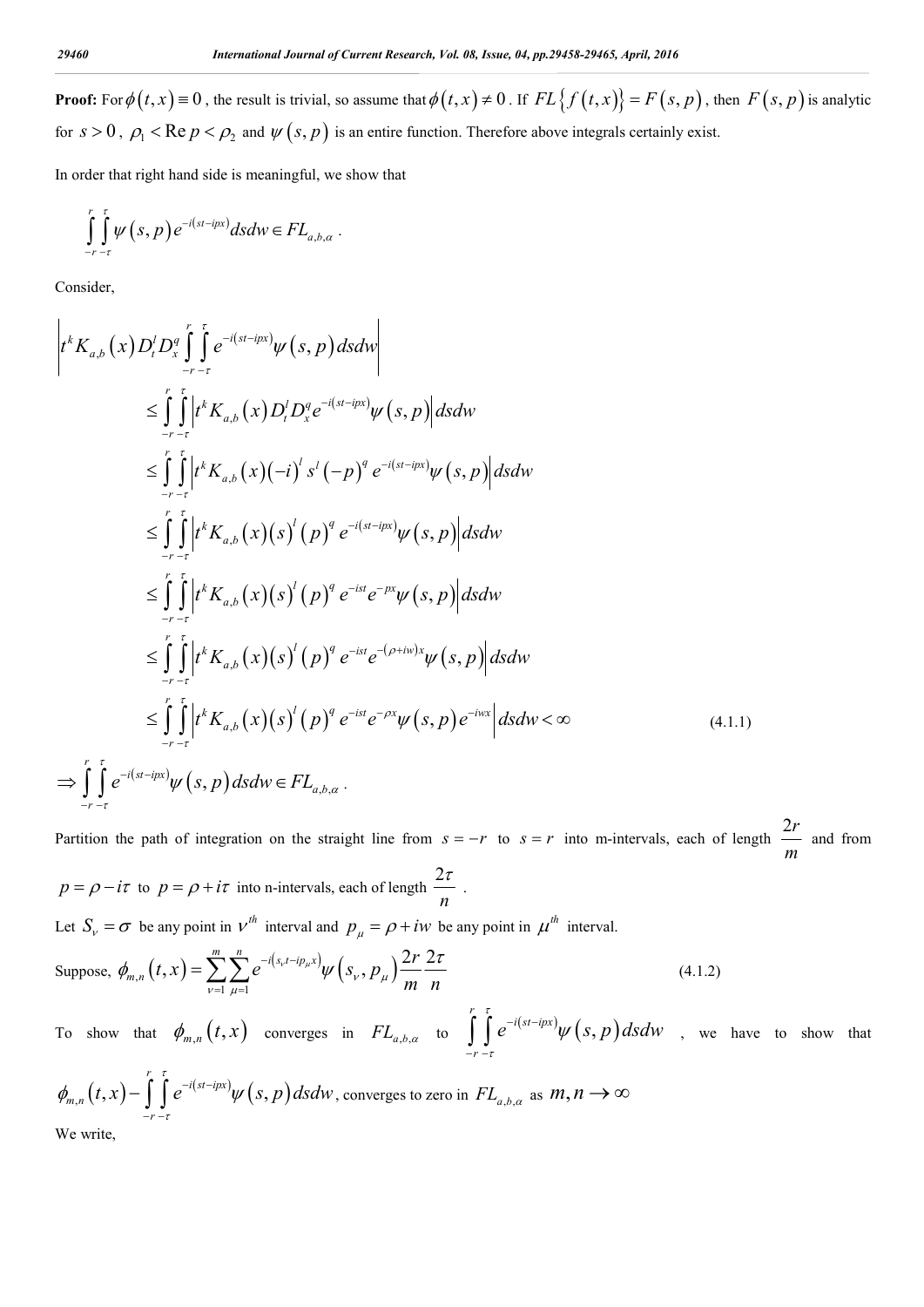**Proof:** For $\phi(t,x) \equiv 0$, the result is trivial, so assume that $\phi(t,x) \neq 0$. If $FL\{f(t,x)\} = F(s,p)$, then $F(s,p)$ is analytic for $s > 0$, $\rho_1 < \operatorname{Re} p < \rho_2$ and $\psi(s,p)$ is an entire function. Therefore above integrals certainly exist.

In order that right hand side is meaningful, we show that

$$\int_{-r}^{r}\int_{-\tau}^{\tau} \psi(s,p) e^{-i(st-ipx)} ds dw \in FL_{a,b,\alpha} .$$

Consider,

$$\begin{aligned}
&\left| t^k K_{a,b}(x) D_t^l D_x^q \int_{-r}^{r}\int_{-\tau}^{\tau} e^{-i(st-ipx)} \psi(s,p) ds dw \right| \\
&\leq \int_{-r}^{r}\int_{-\tau}^{\tau} \left| t^k K_{a,b}(x) D_t^l D_x^q e^{-i(st-ipx)} \psi(s,p) \right| ds dw \\
&\leq \int_{-r}^{r}\int_{-\tau}^{\tau} \left| t^k K_{a,b}(x) (-i)^l s^l (-p)^q e^{-i(st-ipx)} \psi(s,p) \right| ds dw \\
&\leq \int_{-r}^{r}\int_{-\tau}^{\tau} \left| t^k K_{a,b}(x) (s)^l (p)^q e^{-i(st-ipx)} \psi(s,p) \right| ds dw \\
&\leq \int_{-r}^{r}\int_{-\tau}^{\tau} \left| t^k K_{a,b}(x) (s)^l (p)^q e^{-ist} e^{-px} \psi(s,p) \right| ds dw \\
&\leq \int_{-r}^{r}\int_{-\tau}^{\tau} \left| t^k K_{a,b}(x) (s)^l (p)^q e^{-ist} e^{-(\rho+iw)x} \psi(s,p) \right| ds dw \\
&\leq \int_{-r}^{r}\int_{-\tau}^{\tau} \left| t^k K_{a,b}(x) (s)^l (p)^q e^{-ist} e^{-\rho x} \psi(s,p) e^{-iwx} \right| ds dw < \infty
\end{aligned} \tag{4.1.1}$$

$$\Rightarrow \int_{-r}^{r}\int_{-\tau}^{\tau} e^{-i(st-ipx)} \psi(s,p) ds dw \in FL_{a,b,\alpha} .$$

Partition the path of integration on the straight line from $s=-r$ to $s=r$ into m-intervals, each of length $\frac{2r}{m}$ and from $p=\rho-i\tau$ to $p=\rho+i\tau$ into n-intervals, each of length $\frac{2\tau}{n}$.

Let $S_\nu = \sigma$ be any point in $\nu^{th}$ interval and $p_\mu = \rho + iw$ be any point in $\mu^{th}$ interval.

Suppose,
$$\phi_{m,n}(t,x) = \sum_{\nu=1}^{m}\sum_{\mu=1}^{n} e^{-i(s_\nu t - ip_\mu x)} \psi(s_\nu, p_\mu) \frac{2r}{m}\frac{2\tau}{n} \tag{4.1.2}$$

To show that $\phi_{m,n}(t,x)$ converges in $FL_{a,b,\alpha}$ to $\int_{-r}^{r}\int_{-\tau}^{\tau} e^{-i(st-ipx)} \psi(s,p) ds dw$, we have to show that

$\phi_{m,n}(t,x) - \int_{-r}^{r}\int_{-\tau}^{\tau} e^{-i(st-ipx)} \psi(s,p) ds dw$, converges to zero in $FL_{a,b,\alpha}$ as $m,n \to \infty$

We write,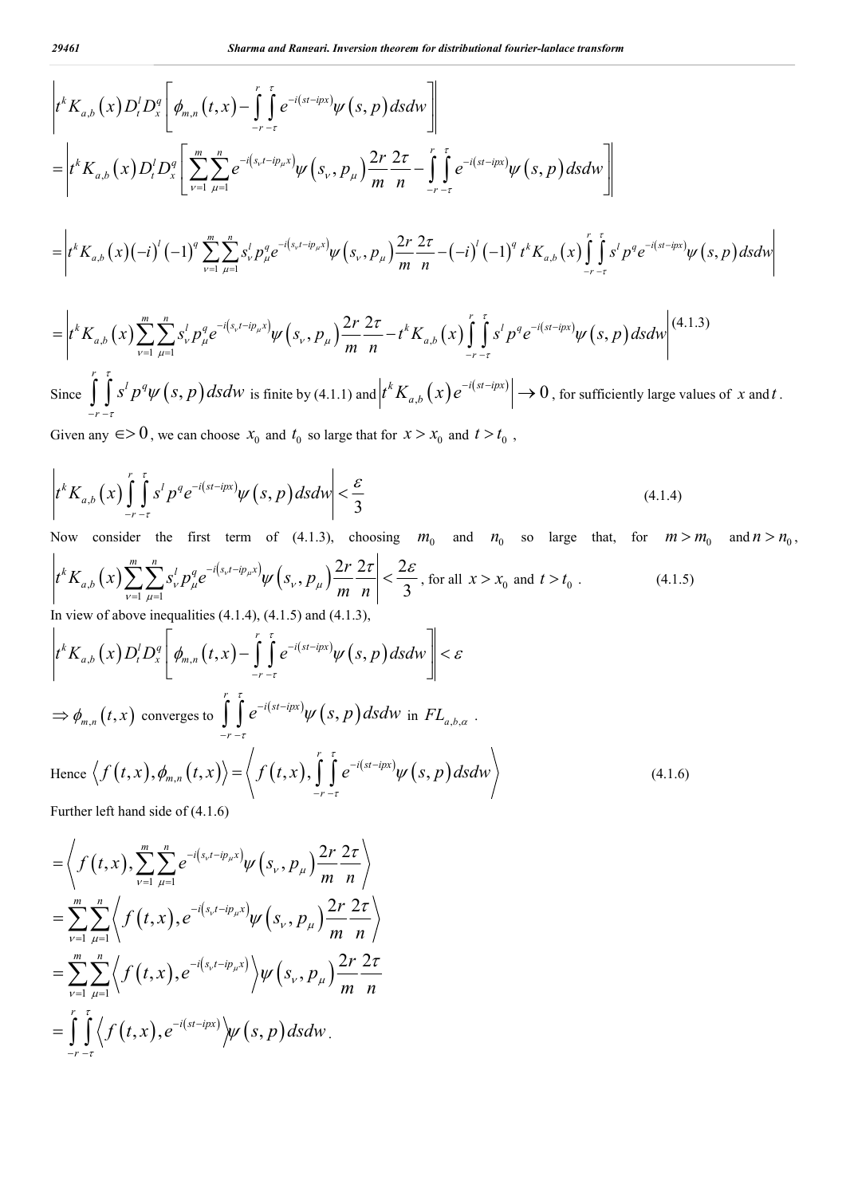$$\left| t^k K_{a,b}(x) D_t^l D_x^q \left[ \phi_{m,n}(t,x) - \int_{-r}^{r}\int_{-\tau}^{\tau} e^{-i(st-ipx)} \psi(s,p)\,ds\,dw \right] \right|$$

$$= \left| t^k K_{a,b}(x) D_t^l D_x^q \left[ \sum_{\nu=1}^{m}\sum_{\mu=1}^{n} e^{-i(s_\nu t - ip_\mu x)} \psi(s_\nu, p_\mu) \frac{2r}{m}\frac{2\tau}{n} - \int_{-r}^{r}\int_{-\tau}^{\tau} e^{-i(st-ipx)} \psi(s,p)\,ds\,dw \right] \right|$$

$$= \left| t^k K_{a,b}(x) (-i)^l (-1)^q \sum_{\nu=1}^{m}\sum_{\mu=1}^{n} s_\nu^l p_\mu^q e^{-i(s_\nu t - ip_\mu x)} \psi(s_\nu, p_\mu) \frac{2r}{m}\frac{2\tau}{n} - (-i)^l (-1)^q t^k K_{a,b}(x) \int_{-r}^{r}\int_{-\tau}^{\tau} s^l p^q e^{-i(st-ipx)} \psi(s,p)\,ds\,dw \right|$$

$$= \left| t^k K_{a,b}(x) \sum_{\nu=1}^{m}\sum_{\mu=1}^{n} s_\nu^l p_\mu^q e^{-i(s_\nu t - ip_\mu x)} \psi(s_\nu, p_\mu) \frac{2r}{m}\frac{2\tau}{n} - t^k K_{a,b}(x) \int_{-r}^{r}\int_{-\tau}^{\tau} s^l p^q e^{-i(st-ipx)} \psi(s,p)\,ds\,dw \right| \quad (4.1.3)$$

Since $\int_{-r}^{r}\int_{-\tau}^{\tau} s^l p^q \psi(s,p)\,ds\,dw$ is finite by (4.1.1) and $\left| t^k K_{a,b}(x) e^{-i(st-ipx)} \right| \to 0$, for sufficiently large values of $x$ and $t$.

Given any $\in > 0$, we can choose $x_0$ and $t_0$ so large that for $x > x_0$ and $t > t_0$,

$$\left| t^k K_{a,b}(x) \int_{-r}^{r}\int_{-\tau}^{\tau} s^l p^q e^{-i(st-ipx)} \psi(s,p)\,ds\,dw \right| < \frac{\varepsilon}{3} \quad (4.1.4)$$

Now consider the first term of (4.1.3), choosing $m_0$ and $n_0$ so large that, for $m > m_0$ and $n > n_0$,

$$\left| t^k K_{a,b}(x) \sum_{\nu=1}^{m}\sum_{\mu=1}^{n} s_\nu^l p_\mu^q e^{-i(s_\nu t - ip_\mu x)} \psi(s_\nu, p_\mu) \frac{2r}{m}\frac{2\tau}{n} \right| < \frac{2\varepsilon}{3}, \text{ for all } x > x_0 \text{ and } t > t_0 . \quad (4.1.5)$$

In view of above inequalities (4.1.4), (4.1.5) and (4.1.3),

$$\left| t^k K_{a,b}(x) D_t^l D_x^q \left[ \phi_{m,n}(t,x) - \int_{-r}^{r}\int_{-\tau}^{\tau} e^{-i(st-ipx)} \psi(s,p)\,ds\,dw \right] \right| < \varepsilon$$

$\Rightarrow \phi_{m,n}(t,x)$ converges to $\int_{-r}^{r}\int_{-\tau}^{\tau} e^{-i(st-ipx)} \psi(s,p)\,ds\,dw$ in $FL_{a,b,\alpha}$.

Hence
$$\left\langle f(t,x), \phi_{m,n}(t,x) \right\rangle = \left\langle f(t,x), \int_{-r}^{r}\int_{-\tau}^{\tau} e^{-i(st-ipx)} \psi(s,p)\,ds\,dw \right\rangle \quad (4.1.6)$$

Further left hand side of (4.1.6)

$$= \left\langle f(t,x), \sum_{\nu=1}^{m}\sum_{\mu=1}^{n} e^{-i(s_\nu t - ip_\mu x)} \psi(s_\nu, p_\mu) \frac{2r}{m}\frac{2\tau}{n} \right\rangle$$

$$= \sum_{\nu=1}^{m}\sum_{\mu=1}^{n} \left\langle f(t,x), e^{-i(s_\nu t - ip_\mu x)} \psi(s_\nu, p_\mu) \frac{2r}{m}\frac{2\tau}{n} \right\rangle$$

$$= \sum_{\nu=1}^{m}\sum_{\mu=1}^{n} \left\langle f(t,x), e^{-i(s_\nu t - ip_\mu x)} \right\rangle \psi(s_\nu, p_\mu) \frac{2r}{m}\frac{2\tau}{n}$$

$$= \int_{-r}^{r}\int_{-\tau}^{\tau} \left\langle f(t,x), e^{-i(st-ipx)} \right\rangle \psi(s,p)\,ds\,dw .$$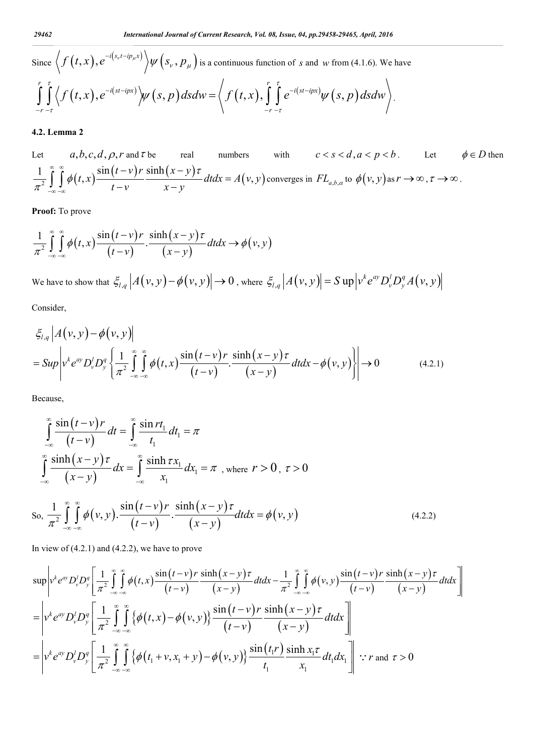Since $\left\langle f(t,x), e^{-i(s_\nu t - ip_\mu x)} \right\rangle \psi(s_\nu, p_\mu)$ is a continuous function of $s$ and $w$ from (4.1.6). We have

$$\int_{-r}^{r}\int_{-\tau}^{\tau} \left\langle f(t,x), e^{-i(st-ipx)} \right\rangle \psi(s,p)\, ds dw = \left\langle f(t,x), \int_{-r}^{r}\int_{-\tau}^{\tau} e^{-i(st-ipx)} \psi(s,p)\, ds dw \right\rangle.$$

### 4.2. Lemma 2

Let $a,b,c,d,\rho,r$ and $\tau$ be real numbers with $c < s < d, a < p < b$. Let $\phi \in D$ then $\frac{1}{\pi^2}\int_{-\infty}^{\infty}\int_{-\infty}^{\infty} \phi(t,x)\frac{\sin(t-v)r}{t-v}\frac{\sinh(x-y)\tau}{x-y}dtdx = A(v,y)$ converges in $FL_{a,b,\alpha}$ to $\phi(v,y)$ as $r \to \infty, \tau \to \infty$.

**Proof:** To prove

$$\frac{1}{\pi^2}\int_{-\infty}^{\infty}\int_{-\infty}^{\infty} \phi(t,x)\frac{\sin(t-v)r}{(t-v)}.\frac{\sinh(x-y)\tau}{(x-y)}dtdx \to \phi(v,y)$$

We have to show that $\xi_{l,q}\left|A(v,y) - \phi(v,y)\right| \to 0$ , where $\xi_{l,q}\left|A(v,y)\right| = S\text{up}\left|v^k e^{ay} D_v^l D_y^q A(v,y)\right|$

Consider,

$$\xi_{l,q}\left|A(v,y) - \phi(v,y)\right|$$
$$= Sup\left|v^k e^{ay} D_v^l D_y^q \left\{\frac{1}{\pi^2}\int_{-\infty}^{\infty}\int_{-\infty}^{\infty} \phi(t,x)\frac{\sin(t-v)r}{(t-v)}.\frac{\sinh(x-y)\tau}{(x-y)}dtdx - \phi(v,y)\right\}\right| \to 0 \qquad (4.2.1)$$

Because,

$$\int_{-\infty}^{\infty}\frac{\sin(t-v)r}{(t-v)}dt = \int_{-\infty}^{\infty}\frac{\sin rt_1}{t_1}dt_1 = \pi$$

$$\int_{-\infty}^{\infty}\frac{\sinh(x-y)\tau}{(x-y)}dx = \int_{-\infty}^{\infty}\frac{\sinh \tau x_1}{x_1}dx_1 = \pi \text{ , where } r > 0,\ \tau > 0$$

So, $$\frac{1}{\pi^2}\int_{-\infty}^{\infty}\int_{-\infty}^{\infty} \phi(v,y).\frac{\sin(t-v)r}{(t-v)}.\frac{\sinh(x-y)\tau}{(x-y)}dtdx = \phi(v,y) \qquad (4.2.2)$$

In view of (4.2.1) and (4.2.2), we have to prove

$$\sup\left|v^k e^{ay} D_v^l D_y^q \left[\frac{1}{\pi^2}\int_{-\infty}^{\infty}\int_{-\infty}^{\infty} \phi(t,x)\frac{\sin(t-v)r}{(t-v)}\frac{\sinh(x-y)\tau}{(x-y)}dtdx - \frac{1}{\pi^2}\int_{-\infty}^{\infty}\int_{-\infty}^{\infty} \phi(v,y)\frac{\sin(t-v)r}{(t-v)}\frac{\sinh(x-y)\tau}{(x-y)}dtdx\right]\right|$$
$$= \left|v^k e^{ay} D_v^l D_y^q \left[\frac{1}{\pi^2}\int_{-\infty}^{\infty}\int_{-\infty}^{\infty} \left\{\phi(t,x) - \phi(v,y)\right\}\frac{\sin(t-v)r}{(t-v)}\frac{\sinh(x-y)\tau}{(x-y)}dtdx\right]\right|$$
$$= \left|v^k e^{ay} D_v^l D_y^q \left[\frac{1}{\pi^2}\int_{-\infty}^{\infty}\int_{-\infty}^{\infty} \left\{\phi(t_1+v, x_1+y) - \phi(v,y)\right\}\frac{\sin(t_1 r)}{t_1}\frac{\sinh x_1\tau}{x_1}dt_1dx_1\right]\right| \quad \because r \text{ and } \tau > 0$$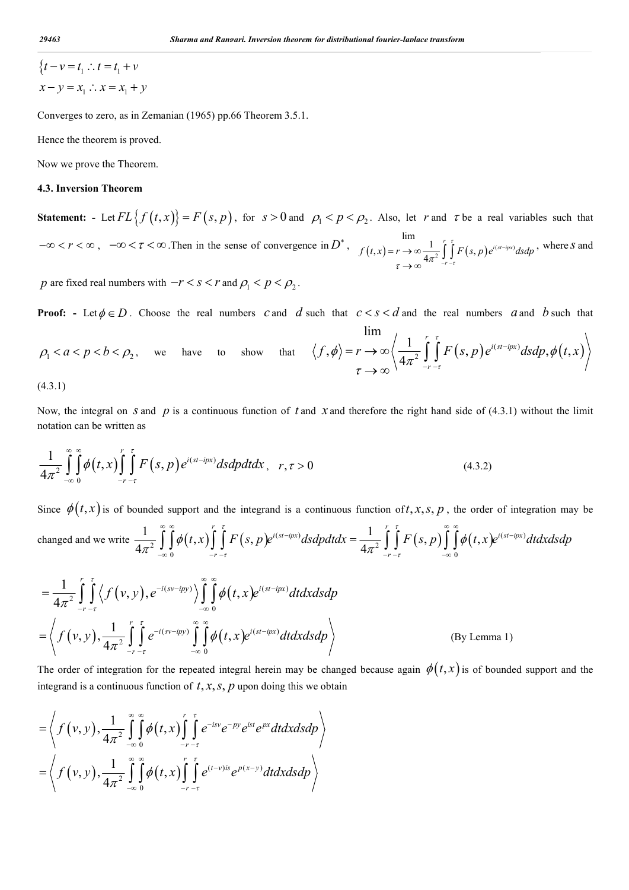$$\begin{cases} t - v = t_1 \therefore t = t_1 + v \\ x - y = x_1 \therefore x = x_1 + y \end{cases}$$

Converges to zero, as in Zemanian (1965) pp.66 Theorem 3.5.1.

Hence the theorem is proved.

Now we prove the Theorem.

### 4.3. Inversion Theorem

**Statement: -** Let $FL\{f(t,x)\} = F(s,p)$, for $s > 0$ and $\rho_1 < p < \rho_2$. Also, let $r$ and $\tau$ be a real variables such that $-\infty < r < \infty$, $-\infty < \tau < \infty$. Then in the sense of convergence in $D^*$, $f(t,x) = \lim_{\substack{r \to \infty \\ \tau \to \infty}} \frac{1}{4\pi^2} \int_{-r}^{r} \int_{-\tau}^{\tau} F(s,p) e^{i(st - ipx)} ds dp$, where $s$ and $p$ are fixed real numbers with $-r < s < r$ and $\rho_1 < p < \rho_2$.

**Proof: -** Let $\phi \in D$. Choose the real numbers $c$ and $d$ such that $c < s < d$ and the real numbers $a$ and $b$ such that $\rho_1 < a < p < b < \rho_2$, we have to show that $\langle f, \phi \rangle = \lim_{\substack{r \to \infty \\ \tau \to \infty}} \left\langle \frac{1}{4\pi^2} \int_{-r}^{r} \int_{-\tau}^{\tau} F(s,p) e^{i(st - ipx)} ds dp, \phi(t,x) \right\rangle$

(4.3.1)

Now, the integral on $s$ and $p$ is a continuous function of $t$ and $x$ and therefore the right hand side of (4.3.1) without the limit notation can be written as

$$\frac{1}{4\pi^2} \int_{-\infty}^{\infty} \int_{0}^{\infty} \phi(t,x) \int_{-r}^{r} \int_{-\tau}^{\tau} F(s,p) e^{i(st - ipx)} ds dp dt dx, \quad r, \tau > 0 \tag{4.3.2}$$

Since $\phi(t,x)$ is of bounded support and the integrand is a continuous function of $t, x, s, p$, the order of integration may be changed and we write $\frac{1}{4\pi^2} \int_{-\infty}^{\infty} \int_{0}^{\infty} \phi(t,x) \int_{-r}^{r} \int_{-\tau}^{\tau} F(s,p) e^{i(st - ipx)} ds dp dt dx = \frac{1}{4\pi^2} \int_{-r}^{r} \int_{-\tau}^{\tau} F(s,p) \int_{-\infty}^{\infty} \int_{0}^{\infty} \phi(t,x) e^{i(st - ipx)} dt dx ds dp$

$$= \frac{1}{4\pi^2} \int_{-r}^{r} \int_{-\tau}^{\tau} \left\langle f(v,y), e^{-i(sv - ipy)} \right\rangle \int_{-\infty}^{\infty} \int_{0}^{\infty} \phi(t,x) e^{i(st - ipx)} dt dx ds dp$$

$$= \left\langle f(v,y), \frac{1}{4\pi^2} \int_{-r}^{r} \int_{-\tau}^{\tau} e^{-i(sv - ipy)} \int_{-\infty}^{\infty} \int_{0}^{\infty} \phi(t,x) e^{i(st - ipx)} dt dx ds dp \right\rangle \quad \text{(By Lemma 1)}$$

The order of integration for the repeated integral herein may be changed because again $\phi(t,x)$ is of bounded support and the integrand is a continuous function of $t, x, s, p$ upon doing this we obtain

$$= \left\langle f(v,y), \frac{1}{4\pi^2} \int_{-\infty}^{\infty} \int_{0}^{\infty} \phi(t,x) \int_{-r}^{r} \int_{-\tau}^{\tau} e^{-isv} e^{-py} e^{ist} e^{px} dt dx ds dp \right\rangle$$

$$= \left\langle f(v,y), \frac{1}{4\pi^2} \int_{-\infty}^{\infty} \int_{0}^{\infty} \phi(t,x) \int_{-r}^{r} \int_{-\tau}^{\tau} e^{(t-v)is} e^{p(x-y)} dt dx ds dp \right\rangle$$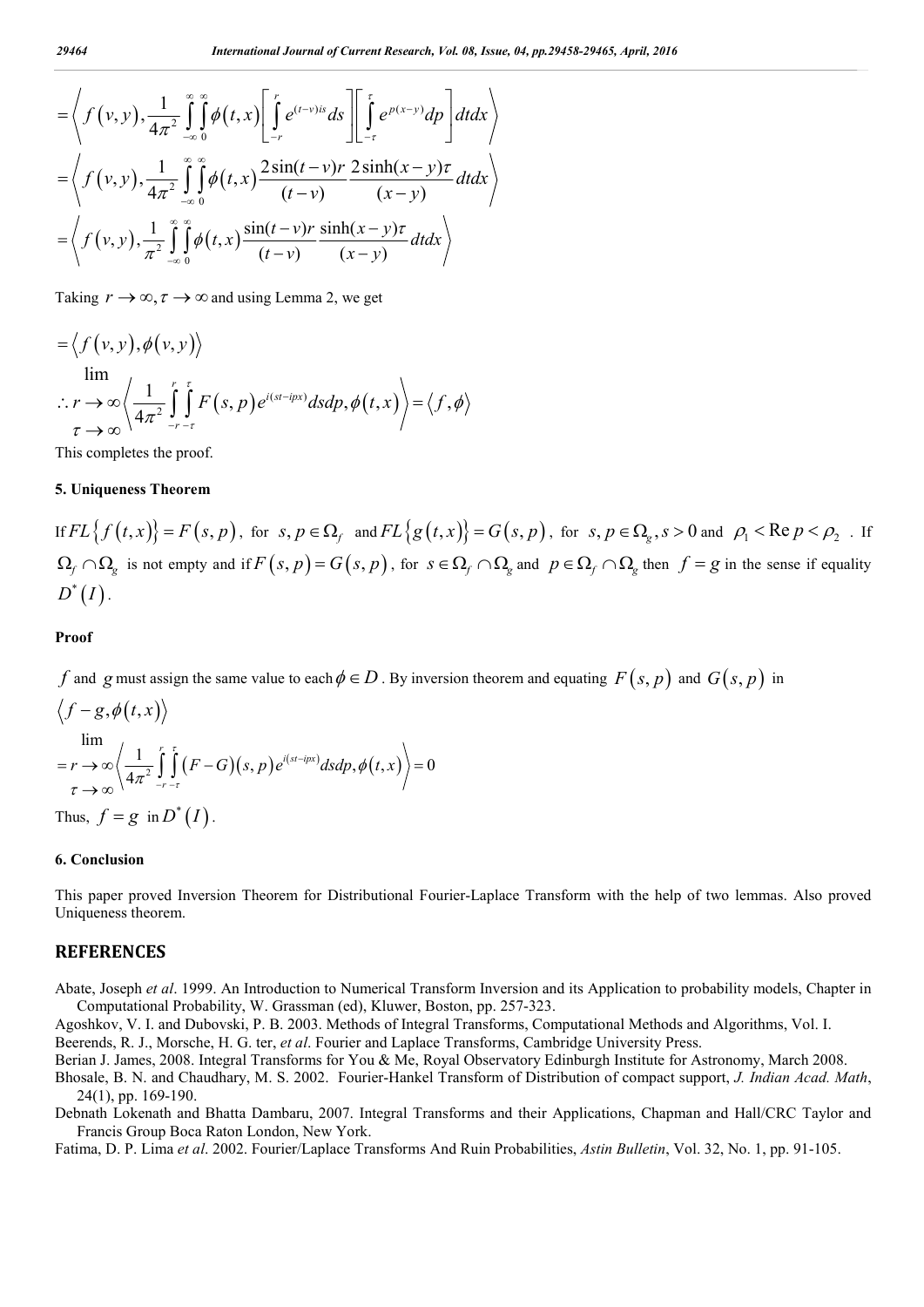$$= \left\langle f(v,y), \frac{1}{4\pi^2} \int_{-\infty}^{\infty} \int_{0}^{\infty} \phi(t,x) \left[ \int_{-r}^{r} e^{(t-v)is} ds \right] \left[ \int_{-\tau}^{\tau} e^{p(x-y)} dp \right] dt dx \right\rangle$$

$$= \left\langle f(v,y), \frac{1}{4\pi^2} \int_{-\infty}^{\infty} \int_{0}^{\infty} \phi(t,x) \frac{2\sin(t-v)r}{(t-v)} \frac{2\sinh(x-y)\tau}{(x-y)} dt dx \right\rangle$$

$$= \left\langle f(v,y), \frac{1}{\pi^2} \int_{-\infty}^{\infty} \int_{0}^{\infty} \phi(t,x) \frac{\sin(t-v)r}{(t-v)} \frac{\sinh(x-y)\tau}{(x-y)} dt dx \right\rangle$$

Taking $r \to \infty, \tau \to \infty$ and using Lemma 2, we get

$$= \langle f(v,y), \phi(v,y) \rangle$$

$$\therefore \lim_{\substack{r \to \infty \\ \tau \to \infty}} \left\langle \frac{1}{4\pi^2} \int_{-r}^{r} \int_{-\tau}^{\tau} F(s,p) e^{i(st-ipx)} ds dp, \phi(t,x) \right\rangle = \langle f, \phi \rangle$$

This completes the proof.

### 5. Uniqueness Theorem

If $FL\{f(t,x)\} = F(s,p)$, for $s,p \in \Omega_f$ and $FL\{g(t,x)\} = G(s,p)$, for $s,p \in \Omega_g, s > 0$ and $\rho_1 < \operatorname{Re} p < \rho_2$ . If $\Omega_f \cap \Omega_g$ is not empty and if $F(s,p) = G(s,p)$, for $s \in \Omega_f \cap \Omega_g$ and $p \in \Omega_f \cap \Omega_g$ then $f = g$ in the sense if equality $D^*(I)$.

**Proof**

$f$ and $g$ must assign the same value to each $\phi \in D$. By inversion theorem and equating $F(s,p)$ and $G(s,p)$ in $\langle f-g, \phi(t,x) \rangle$

$$= \lim_{\substack{r \to \infty \\ \tau \to \infty}} \left\langle \frac{1}{4\pi^2} \int_{-r}^{r} \int_{-\tau}^{\tau} (F-G)(s,p) e^{i(st-ipx)} ds dp, \phi(t,x) \right\rangle = 0$$

Thus, $f = g$ in $D^*(I)$.

### 6. Conclusion

This paper proved Inversion Theorem for Distributional Fourier-Laplace Transform with the help of two lemmas. Also proved Uniqueness theorem.

## REFERENCES

Abate, Joseph *et al*. 1999. An Introduction to Numerical Transform Inversion and its Application to probability models, Chapter in Computational Probability, W. Grassman (ed), Kluwer, Boston, pp. 257-323.

Agoshkov, V. I. and Dubovski, P. B. 2003. Methods of Integral Transforms, Computational Methods and Algorithms, Vol. I.

Beerends, R. J., Morsche, H. G. ter, *et al*. Fourier and Laplace Transforms, Cambridge University Press.

Berian J. James, 2008. Integral Transforms for You & Me, Royal Observatory Edinburgh Institute for Astronomy, March 2008.

Bhosale, B. N. and Chaudhary, M. S. 2002. Fourier-Hankel Transform of Distribution of compact support, *J. Indian Acad. Math*, 24(1), pp. 169-190.

Debnath Lokenath and Bhatta Dambaru, 2007. Integral Transforms and their Applications, Chapman and Hall/CRC Taylor and Francis Group Boca Raton London, New York.

Fatima, D. P. Lima *et al*. 2002. Fourier/Laplace Transforms And Ruin Probabilities, *Astin Bulletin*, Vol. 32, No. 1, pp. 91-105.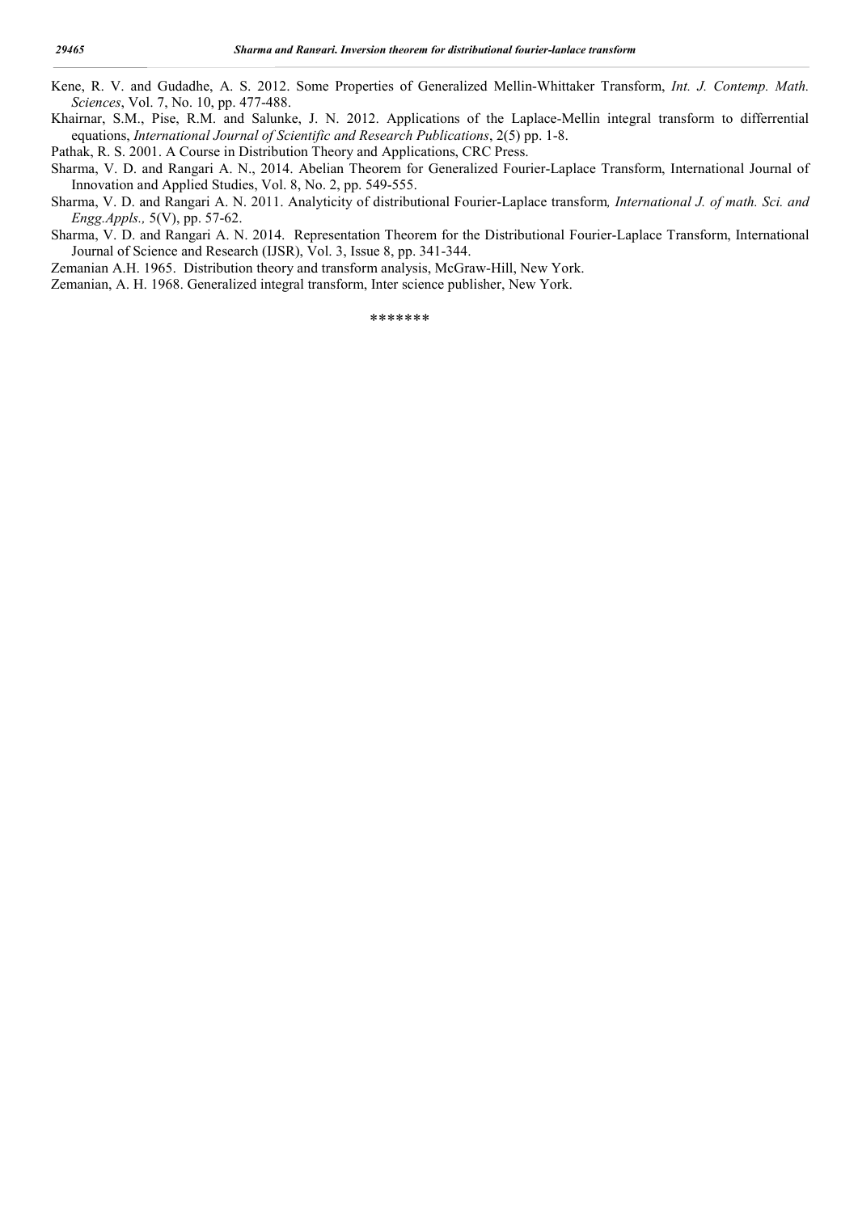Kene, R. V. and Gudadhe, A. S. 2012. Some Properties of Generalized Mellin-Whittaker Transform, *Int. J. Contemp. Math. Sciences*, Vol. 7, No. 10, pp. 477-488.

Khairnar, S.M., Pise, R.M. and Salunke, J. N. 2012. Applications of the Laplace-Mellin integral transform to differrential equations, *International Journal of Scientific and Research Publications*, 2(5) pp. 1-8.

Pathak, R. S. 2001. A Course in Distribution Theory and Applications, CRC Press.

Sharma, V. D. and Rangari A. N., 2014. Abelian Theorem for Generalized Fourier-Laplace Transform, International Journal of Innovation and Applied Studies, Vol. 8, No. 2, pp. 549-555.

Sharma, V. D. and Rangari A. N. 2011. Analyticity of distributional Fourier-Laplace transform*, International J. of math. Sci. and Engg.Appls.,* 5(V), pp. 57-62.

Sharma, V. D. and Rangari A. N. 2014. Representation Theorem for the Distributional Fourier-Laplace Transform, International Journal of Science and Research (IJSR), Vol. 3, Issue 8, pp. 341-344.

Zemanian A.H. 1965. Distribution theory and transform analysis, McGraw-Hill, New York.

Zemanian, A. H. 1968. Generalized integral transform, Inter science publisher, New York.

*******